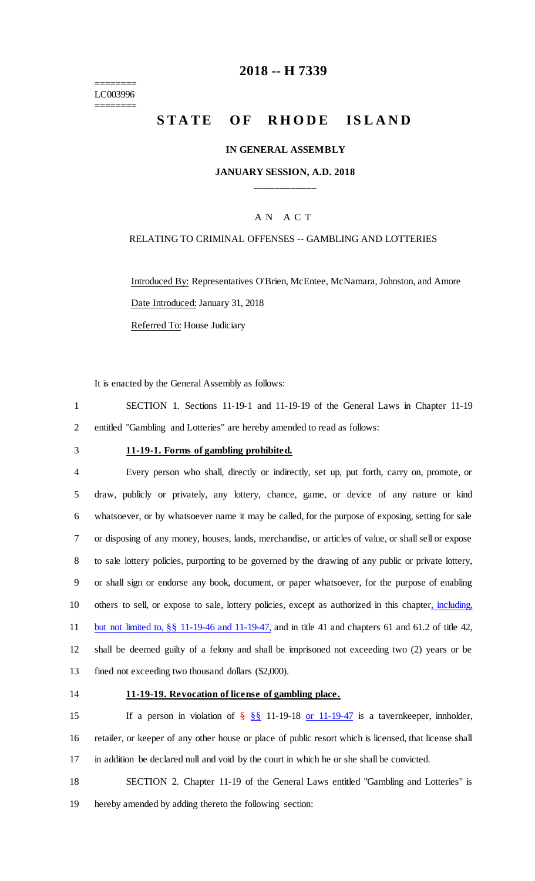========
LC003996
========

# 2018 -- H 7339

# STATE OF RHODE ISLAND

**IN GENERAL ASSEMBLY**

**JANUARY SESSION, A.D. 2018**

____________

A N A C T

RELATING TO CRIMINAL OFFENSES -- GAMBLING AND LOTTERIES

Introduced By: Representatives O'Brien, McEntee, McNamara, Johnston, and Amore

Date Introduced: January 31, 2018

Referred To: House Judiciary

It is enacted by the General Assembly as follows:

1 SECTION 1. Sections 11-19-1 and 11-19-19 of the General Laws in Chapter 11-19
2 entitled "Gambling and Lotteries" are hereby amended to read as follows:

3 **11-19-1. Forms of gambling prohibited.**

4 Every person who shall, directly or indirectly, set up, put forth, carry on, promote, or
5 draw, publicly or privately, any lottery, chance, game, or device of any nature or kind
6 whatsoever, or by whatsoever name it may be called, for the purpose of exposing, setting for sale
7 or disposing of any money, houses, lands, merchandise, or articles of value, or shall sell or expose
8 to sale lottery policies, purporting to be governed by the drawing of any public or private lottery,
9 or shall sign or endorse any book, document, or paper whatsoever, for the purpose of enabling
10 others to sell, or expose to sale, lottery policies, except as authorized in this chapter, including,
11 but not limited to, §§ 11-19-46 and 11-19-47, and in title 41 and chapters 61 and 61.2 of title 42,
12 shall be deemed guilty of a felony and shall be imprisoned not exceeding two (2) years or be
13 fined not exceeding two thousand dollars ($2,000).

14 **11-19-19. Revocation of license of gambling place.**

15 If a person in violation of ~~§~~ §§ 11-19-18 or 11-19-47 is a tavernkeeper, innholder,
16 retailer, or keeper of any other house or place of public resort which is licensed, that license shall
17 in addition be declared null and void by the court in which he or she shall be convicted.

18 SECTION 2. Chapter 11-19 of the General Laws entitled "Gambling and Lotteries" is
19 hereby amended by adding thereto the following section: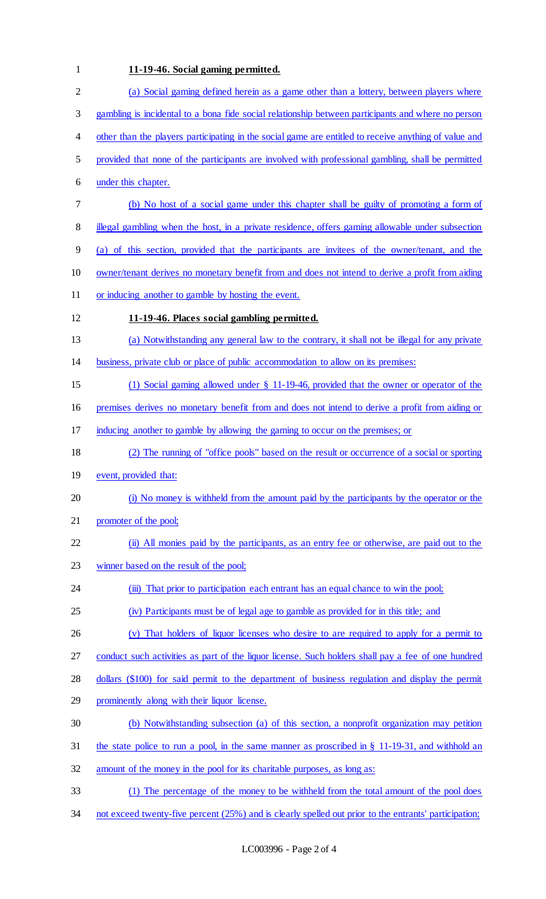**11-19-46. Social gaming permitted.**

(a) Social gaming defined herein as a game other than a lottery, between players where gambling is incidental to a bona fide social relationship between participants and where no person other than the players participating in the social game are entitled to receive anything of value and provided that none of the participants are involved with professional gambling, shall be permitted under this chapter.

(b) No host of a social game under this chapter shall be guilty of promoting a form of illegal gambling when the host, in a private residence, offers gaming allowable under subsection (a) of this section, provided that the participants are invitees of the owner/tenant, and the owner/tenant derives no monetary benefit from and does not intend to derive a profit from aiding or inducing another to gamble by hosting the event.

**11-19-46. Places social gambling permitted.**

(a) Notwithstanding any general law to the contrary, it shall not be illegal for any private business, private club or place of public accommodation to allow on its premises:

(1) Social gaming allowed under § 11-19-46, provided that the owner or operator of the premises derives no monetary benefit from and does not intend to derive a profit from aiding or inducing another to gamble by allowing the gaming to occur on the premises; or

(2) The running of "office pools" based on the result or occurrence of a social or sporting event, provided that:

(i) No money is withheld from the amount paid by the participants by the operator or the promoter of the pool;

(ii) All monies paid by the participants, as an entry fee or otherwise, are paid out to the winner based on the result of the pool;

(iii) That prior to participation each entrant has an equal chance to win the pool;

(iv) Participants must be of legal age to gamble as provided for in this title; and

(v) That holders of liquor licenses who desire to are required to apply for a permit to conduct such activities as part of the liquor license. Such holders shall pay a fee of one hundred dollars ($100) for said permit to the department of business regulation and display the permit prominently along with their liquor license.

(b) Notwithstanding subsection (a) of this section, a nonprofit organization may petition the state police to run a pool, in the same manner as proscribed in § 11-19-31, and withhold an amount of the money in the pool for its charitable purposes, as long as:

(1) The percentage of the money to be withheld from the total amount of the pool does not exceed twenty-five percent (25%) and is clearly spelled out prior to the entrants' participation;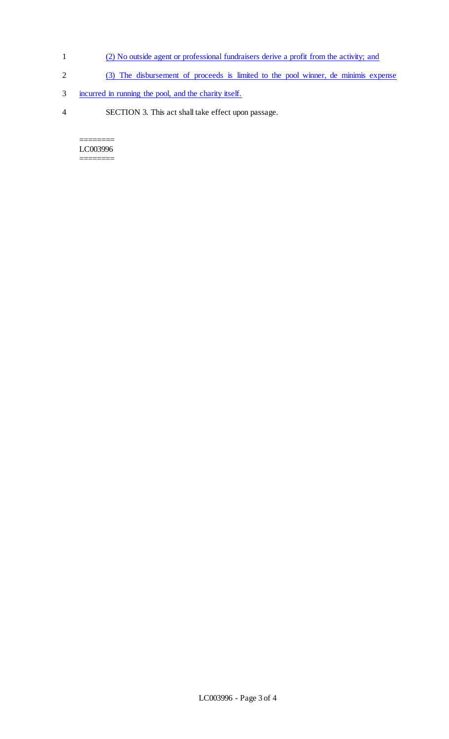(2) No outside agent or professional fundraisers derive a profit from the activity; and

(3) The disbursement of proceeds is limited to the pool winner, de minimis expense incurred in running the pool, and the charity itself.

SECTION 3. This act shall take effect upon passage.

========
LC003996
========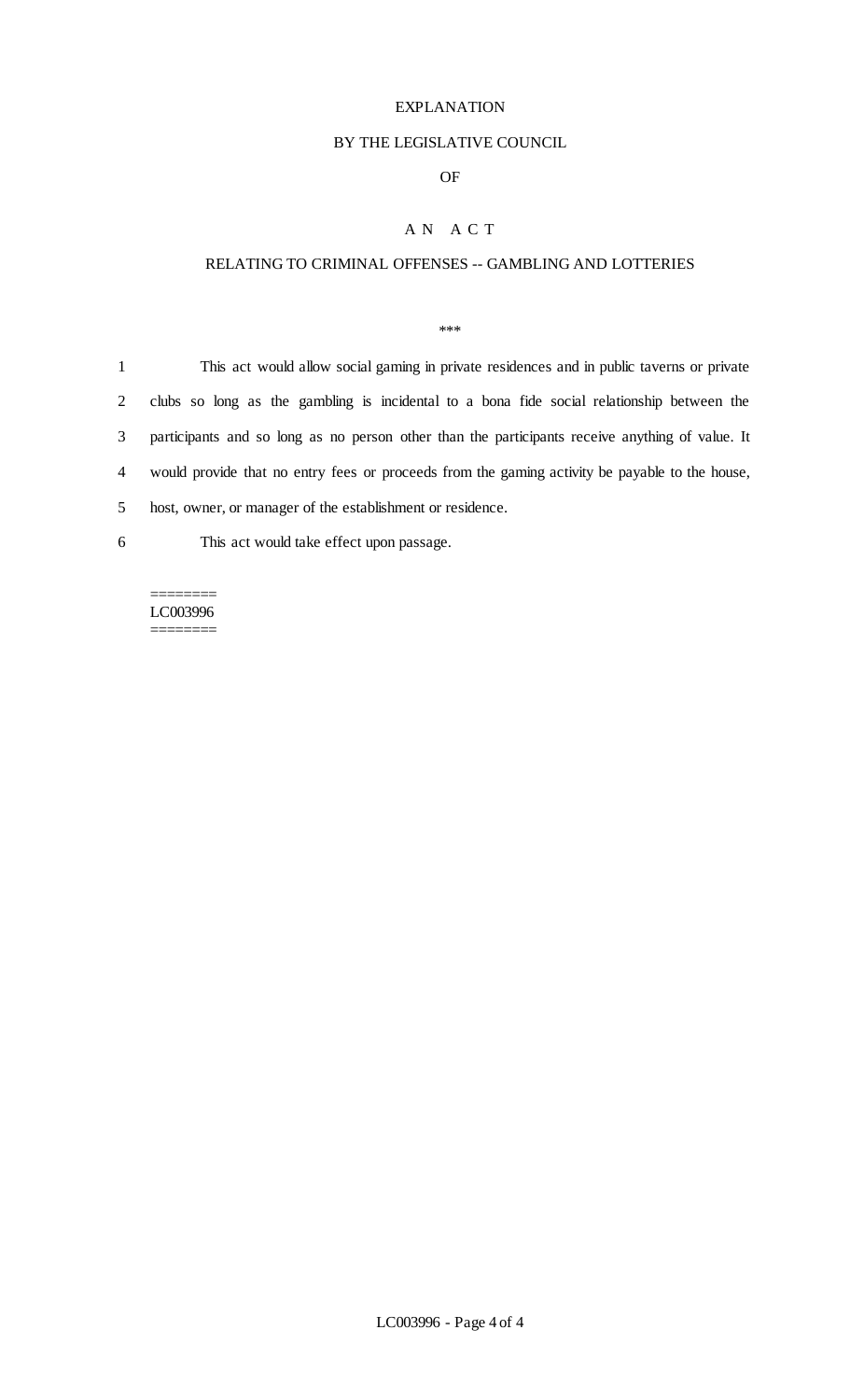EXPLANATION

BY THE LEGISLATIVE COUNCIL

OF

A N A C T

RELATING TO CRIMINAL OFFENSES -- GAMBLING AND LOTTERIES

\*\*\*

1 This act would allow social gaming in private residences and in public taverns or private
2 clubs so long as the gambling is incidental to a bona fide social relationship between the
3 participants and so long as no person other than the participants receive anything of value. It
4 would provide that no entry fees or proceeds from the gaming activity be payable to the house,
5 host, owner, or manager of the establishment or residence.
6 This act would take effect upon passage.

========
LC003996
========